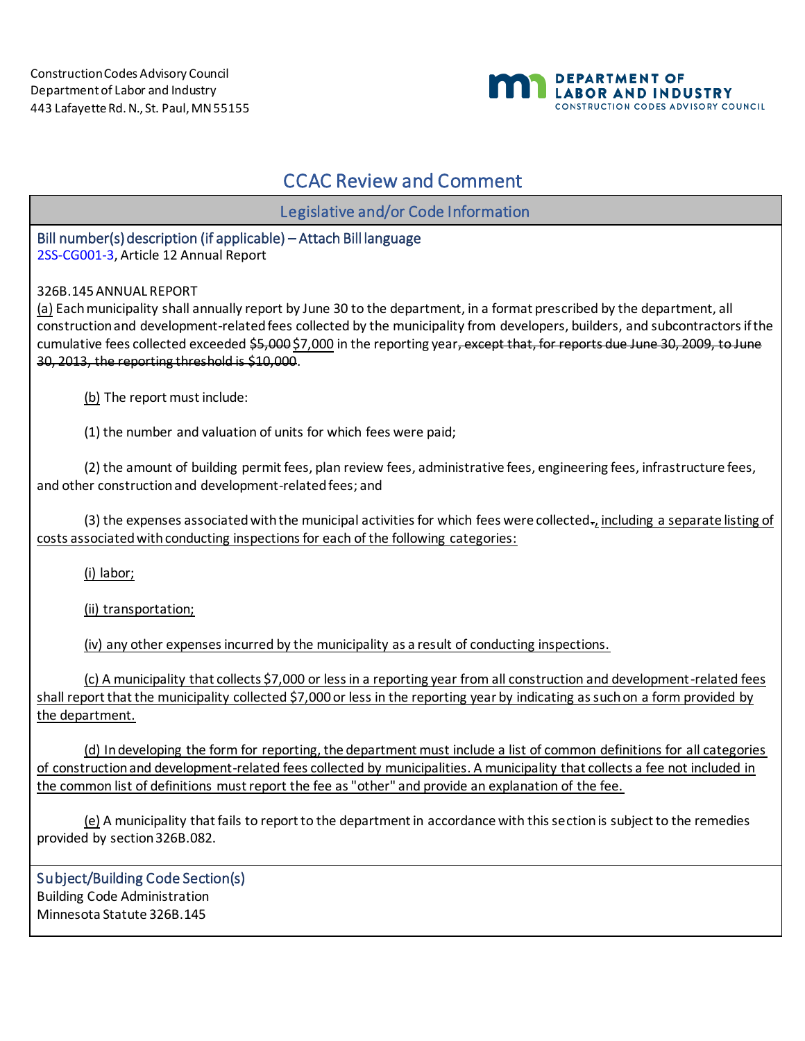Construction Codes Advisory Council
Department of Labor and Industry
443 Lafayette Rd. N., St. Paul, MN 55155

DEPARTMENT OF LABOR AND INDUSTRY
CONSTRUCTION CODES ADVISORY COUNCIL

# CCAC Review and Comment

## Legislative and/or Code Information

### Bill number(s) description (if applicable) – Attach Bill language

2SS-CG001-3, Article 12 Annual Report

326B.145 ANNUAL REPORT

<u>(a)</u> Each municipality shall annually report by June 30 to the department, in a format prescribed by the department, all construction and development-related fees collected by the municipality from developers, builders, and subcontractors if the cumulative fees collected exceeded ~~$5,000~~ <u>$7,000</u> in the reporting year~~, except that, for reports due June 30, 2009, to June 30, 2013, the reporting threshold is $10,000~~.

<u>(b)</u> The report must include:

(1) the number and valuation of units for which fees were paid;

(2) the amount of building permit fees, plan review fees, administrative fees, engineering fees, infrastructure fees, and other construction and development-related fees; and

(3) the expenses associated with the municipal activities for which fees were collected~~.~~<u>, including a separate listing of costs associated with conducting inspections for each of the following categories:</u>

<u>(i) labor;</u>

<u>(ii) transportation;</u>

<u>(iv) any other expenses incurred by the municipality as a result of conducting inspections.</u>

<u>(c) A municipality that collects $7,000 or less in a reporting year from all construction and development-related fees shall report that the municipality collected $7,000 or less in the reporting year by indicating as such on a form provided by the department.</u>

<u>(d) In developing the form for reporting, the department must include a list of common definitions for all categories of construction and development-related fees collected by municipalities. A municipality that collects a fee not included in the common list of definitions must report the fee as "other" and provide an explanation of the fee.</u>

<u>(e)</u> A municipality that fails to report to the department in accordance with this section is subject to the remedies provided by section 326B.082.

### Subject/Building Code Section(s)

Building Code Administration
Minnesota Statute 326B.145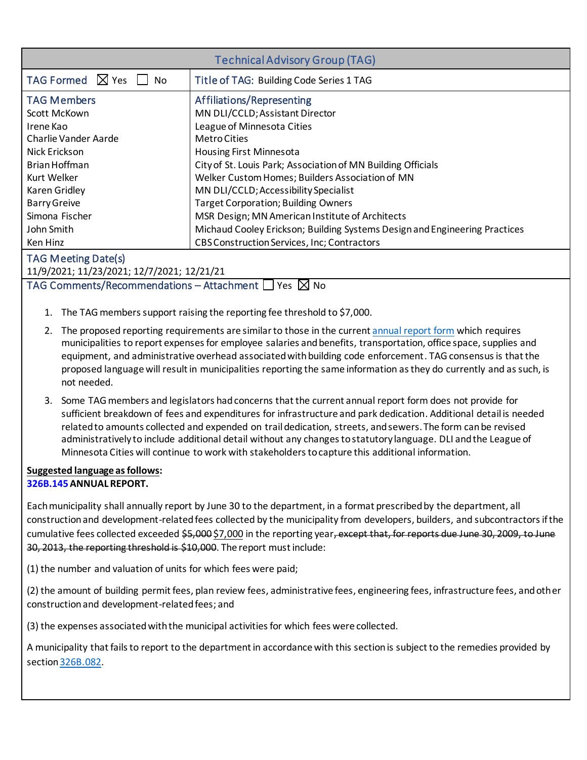| Technical Advisory Group (TAG) | |
|---|---|
| TAG Formed ☒ Yes ☐ No | Title of TAG: Building Code Series 1 TAG |
| **TAG Members** | **Affiliations/Representing** |
| Scott McKown | MN DLI/CCLD; Assistant Director |
| Irene Kao | League of Minnesota Cities |
| Charlie Vander Aarde | Metro Cities |
| Nick Erickson | Housing First Minnesota |
| Brian Hoffman | City of St. Louis Park; Association of MN Building Officials |
| Kurt Welker | Welker Custom Homes; Builders Association of MN |
| Karen Gridley | MN DLI/CCLD; Accessibility Specialist |
| Barry Greive | Target Corporation; Building Owners |
| Simona Fischer | MSR Design; MN American Institute of Architects |
| John Smith | Michaud Cooley Erickson; Building Systems Design and Engineering Practices |
| Ken Hinz | CBS Construction Services, Inc; Contractors |

**TAG Meeting Date(s)**

11/9/2021; 11/23/2021; 12/7/2021; 12/21/21

**TAG Comments/Recommendations – Attachment** ☐ Yes ☒ No

1. The TAG members support raising the reporting fee threshold to $7,000.
2. The proposed reporting requirements are similar to those in the current annual report form which requires municipalities to report expenses for employee salaries and benefits, transportation, office space, supplies and equipment, and administrative overhead associated with building code enforcement. TAG consensus is that the proposed language will result in municipalities reporting the same information as they do currently and as such, is not needed.
3. Some TAG members and legislators had concerns that the current annual report form does not provide for sufficient breakdown of fees and expenditures for infrastructure and park dedication. Additional detail is needed related to amounts collected and expended on trail dedication, streets, and sewers. The form can be revised administratively to include additional detail without any changes to statutory language. DLI and the League of Minnesota Cities will continue to work with stakeholders to capture this additional information.

**Suggested language as follows:**

**326B.145 ANNUAL REPORT.**

Each municipality shall annually report by June 30 to the department, in a format prescribed by the department, all construction and development-related fees collected by the municipality from developers, builders, and subcontractors if the cumulative fees collected exceeded ~~$5,000~~ $7,000 in the reporting year~~, except that, for reports due June 30, 2009, to June 30, 2013, the reporting threshold is $10,000~~. The report must include:

(1) the number and valuation of units for which fees were paid;

(2) the amount of building permit fees, plan review fees, administrative fees, engineering fees, infrastructure fees, and other construction and development-related fees; and

(3) the expenses associated with the municipal activities for which fees were collected.

A municipality that fails to report to the department in accordance with this section is subject to the remedies provided by section 326B.082.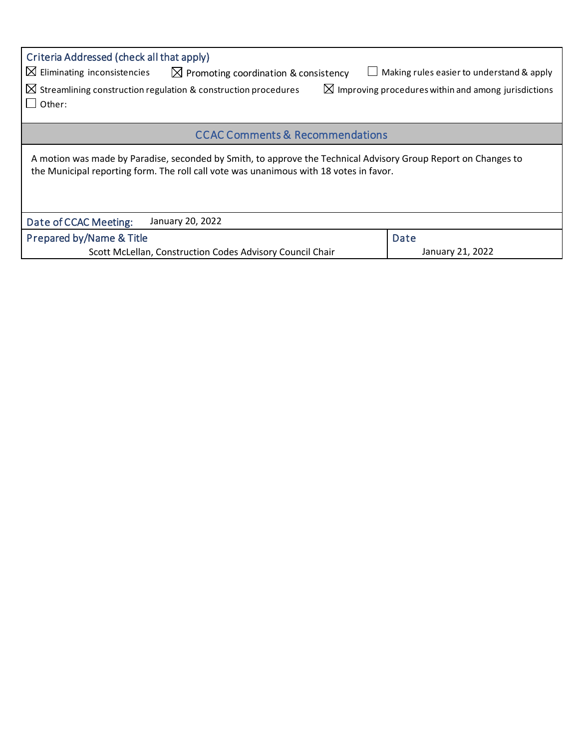**Criteria Addressed (check all that apply)**

☒ Eliminating inconsistencies ☒ Promoting coordination & consistency ☐ Making rules easier to understand & apply

☒ Streamlining construction regulation & construction procedures ☒ Improving procedures within and among jurisdictions

☐ Other:

## CCAC Comments & Recommendations

A motion was made by Paradise, seconded by Smith, to approve the Technical Advisory Group Report on Changes to the Municipal reporting form. The roll call vote was unanimous with 18 votes in favor.

**Date of CCAC Meeting:** January 20, 2022

| Prepared by/Name & Title | Date |
| --- | --- |
| Scott McLellan, Construction Codes Advisory Council Chair | January 21, 2022 |